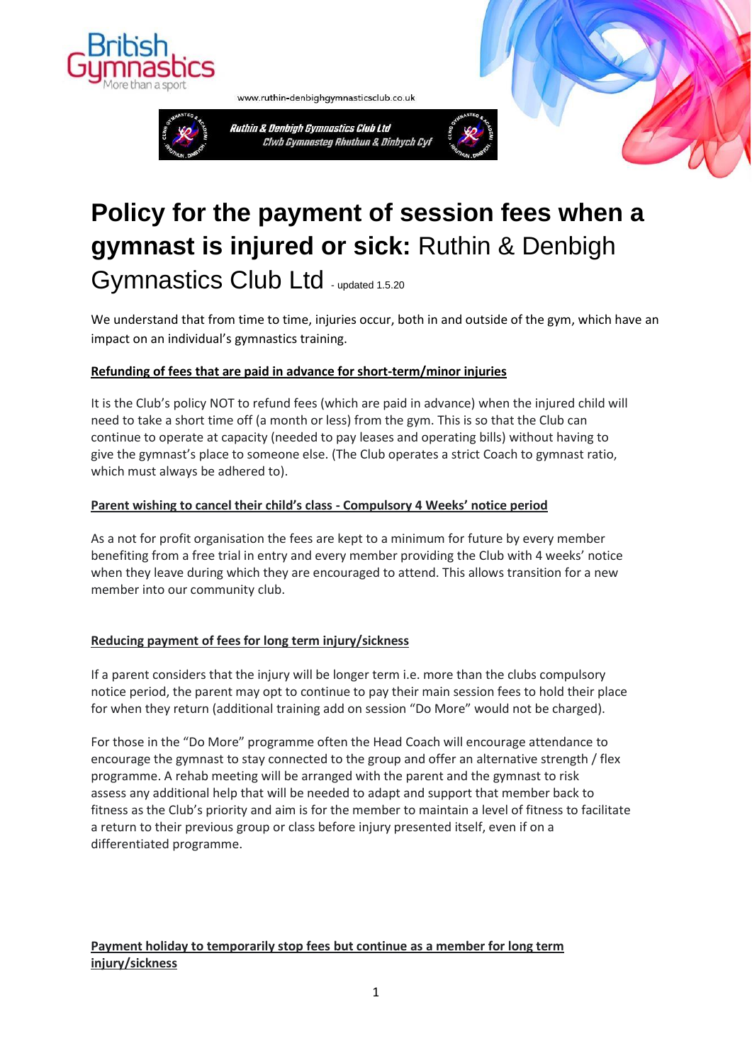www.ruthin-denbighgymnasticsclub.co.uk

Ruthin & Denbigh Gymnastics Club Ltd
Clwb Gymnasteg Rhuthun & Dinbych Cyf

# **Policy for the payment of session fees when a gymnast is injured or sick:** Ruthin & Denbigh Gymnastics Club Ltd - updated 1.5.20

We understand that from time to time, injuries occur, both in and outside of the gym, which have an impact on an individual's gymnastics training.

## **Refunding of fees that are paid in advance for short-term/minor injuries**

It is the Club's policy NOT to refund fees (which are paid in advance) when the injured child will need to take a short time off (a month or less) from the gym. This is so that the Club can continue to operate at capacity (needed to pay leases and operating bills) without having to give the gymnast's place to someone else. (The Club operates a strict Coach to gymnast ratio, which must always be adhered to).

## **Parent wishing to cancel their child's class - Compulsory 4 Weeks' notice period**

As a not for profit organisation the fees are kept to a minimum for future by every member benefiting from a free trial in entry and every member providing the Club with 4 weeks' notice when they leave during which they are encouraged to attend. This allows transition for a new member into our community club.

## **Reducing payment of fees for long term injury/sickness**

If a parent considers that the injury will be longer term i.e. more than the clubs compulsory notice period, the parent may opt to continue to pay their main session fees to hold their place for when they return (additional training add on session "Do More" would not be charged).

For those in the "Do More" programme often the Head Coach will encourage attendance to encourage the gymnast to stay connected to the group and offer an alternative strength / flex programme. A rehab meeting will be arranged with the parent and the gymnast to risk assess any additional help that will be needed to adapt and support that member back to fitness as the Club's priority and aim is for the member to maintain a level of fitness to facilitate a return to their previous group or class before injury presented itself, even if on a differentiated programme.

## **Payment holiday to temporarily stop fees but continue as a member for long term injury/sickness**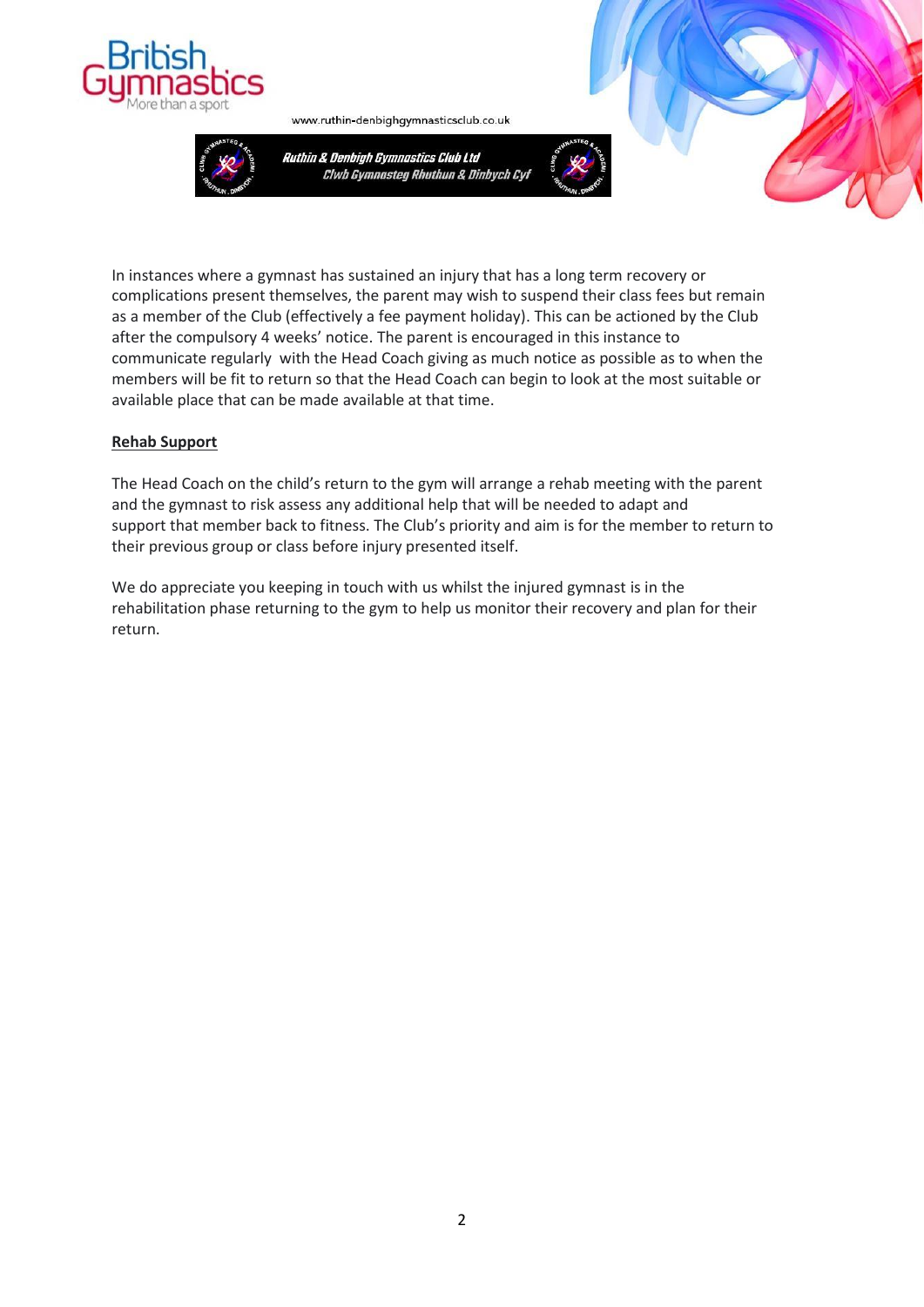In instances where a gymnast has sustained an injury that has a long term recovery or complications present themselves, the parent may wish to suspend their class fees but remain as a member of the Club (effectively a fee payment holiday). This can be actioned by the Club after the compulsory 4 weeks' notice. The parent is encouraged in this instance to communicate regularly with the Head Coach giving as much notice as possible as to when the members will be fit to return so that the Head Coach can begin to look at the most suitable or available place that can be made available at that time.

**Rehab Support**

The Head Coach on the child's return to the gym will arrange a rehab meeting with the parent and the gymnast to risk assess any additional help that will be needed to adapt and support that member back to fitness. The Club's priority and aim is for the member to return to their previous group or class before injury presented itself.

We do appreciate you keeping in touch with us whilst the injured gymnast is in the rehabilitation phase returning to the gym to help us monitor their recovery and plan for their return.